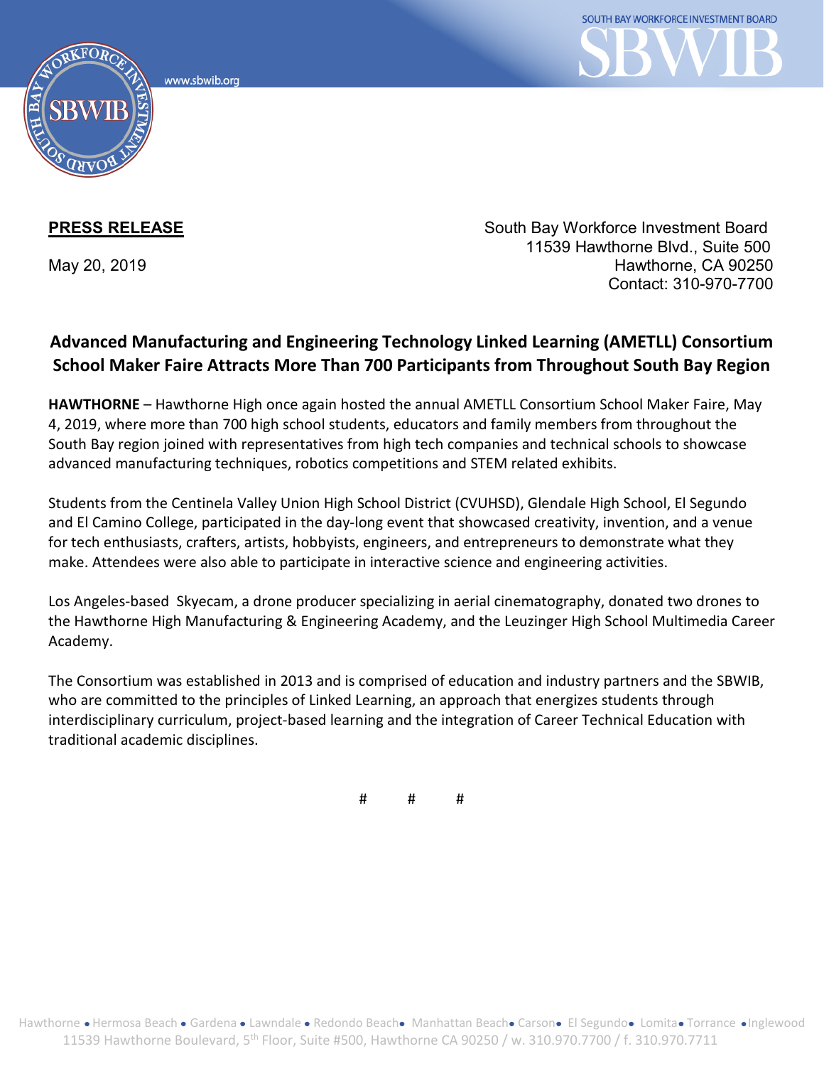www.sbwib.org

SOUTH BAY WORKFORCE INVESTMENT BOARD

**PRESS RELEASE**

May 20, 2019

South Bay Workforce Investment Board
11539 Hawthorne Blvd., Suite 500
Hawthorne, CA 90250
Contact: 310-970-7700

## Advanced Manufacturing and Engineering Technology Linked Learning (AMETLL) Consortium School Maker Faire Attracts More Than 700 Participants from Throughout South Bay Region

**HAWTHORNE** – Hawthorne High once again hosted the annual AMETLL Consortium School Maker Faire, May 4, 2019, where more than 700 high school students, educators and family members from throughout the South Bay region joined with representatives from high tech companies and technical schools to showcase advanced manufacturing techniques, robotics competitions and STEM related exhibits.

Students from the Centinela Valley Union High School District (CVUHSD), Glendale High School, El Segundo and El Camino College, participated in the day-long event that showcased creativity, invention, and a venue for tech enthusiasts, crafters, artists, hobbyists, engineers, and entrepreneurs to demonstrate what they make. Attendees were also able to participate in interactive science and engineering activities.

Los Angeles-based Skyecam, a drone producer specializing in aerial cinematography, donated two drones to the Hawthorne High Manufacturing & Engineering Academy, and the Leuzinger High School Multimedia Career Academy.

The Consortium was established in 2013 and is comprised of education and industry partners and the SBWIB, who are committed to the principles of Linked Learning, an approach that energizes students through interdisciplinary curriculum, project-based learning and the integration of Career Technical Education with traditional academic disciplines.

# # #

Hawthorne • Hermosa Beach • Gardena • Lawndale • Redondo Beach • Manhattan Beach • Carson • El Segundo • Lomita • Torrance • Inglewood
11539 Hawthorne Boulevard, 5th Floor, Suite #500, Hawthorne CA 90250 / w. 310.970.7700 / f. 310.970.7711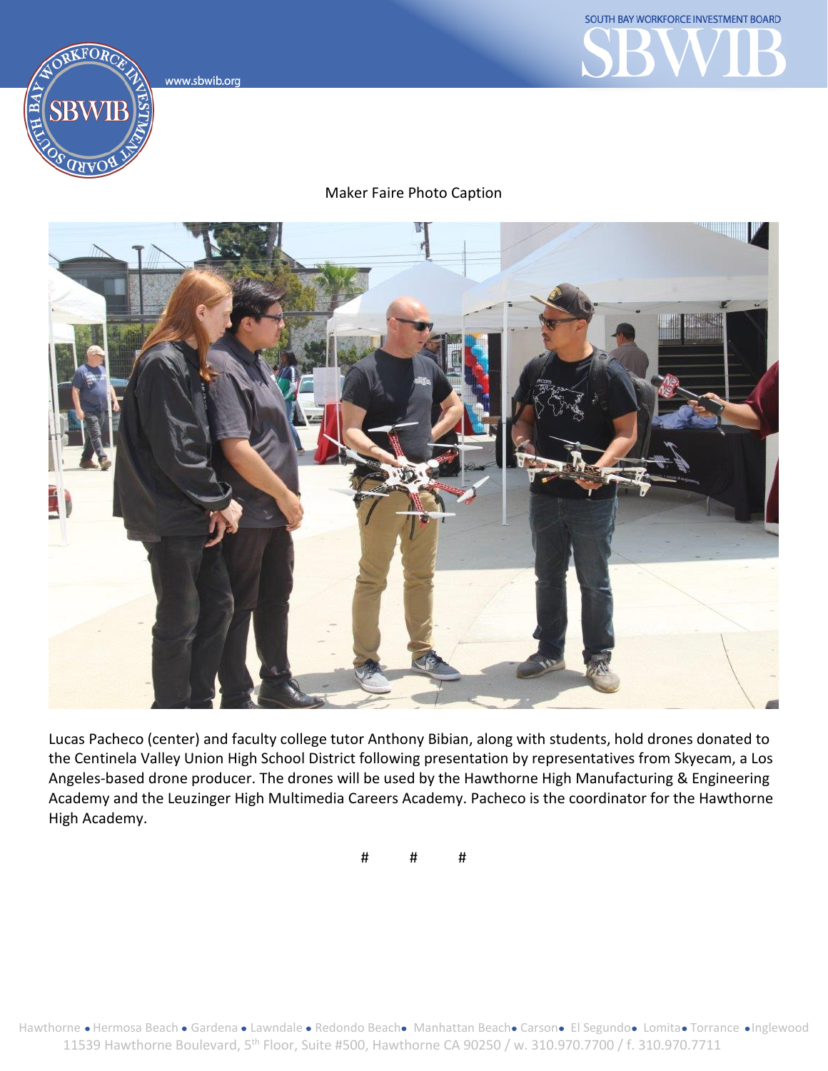Maker Faire Photo Caption

Lucas Pacheco (center) and faculty college tutor Anthony Bibian, along with students, hold drones donated to the Centinela Valley Union High School District following presentation by representatives from Skyecam, a Los Angeles-based drone producer. The drones will be used by the Hawthorne High Manufacturing & Engineering Academy and the Leuzinger High Multimedia Careers Academy. Pacheco is the coordinator for the Hawthorne High Academy.

#  #  #